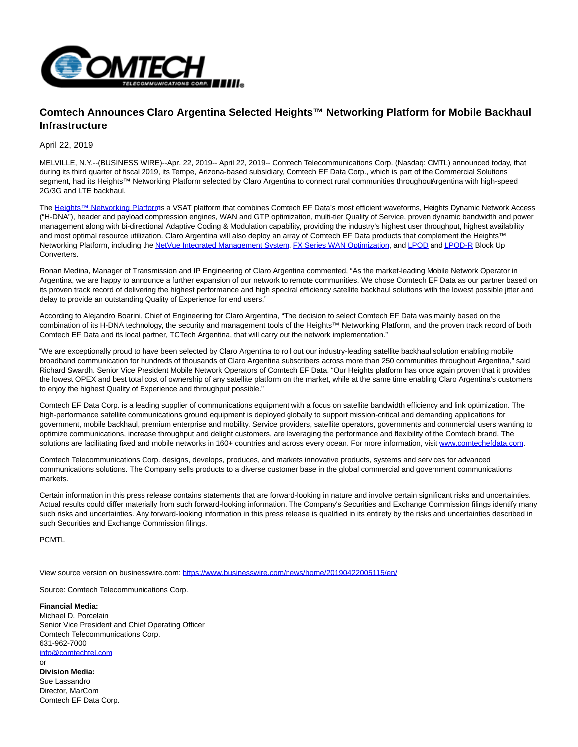# Comtech Announces Claro Argentina Selected Heights™ Networking Platform for Mobile Backhaul Infrastructure

April 22, 2019

MELVILLE, N.Y.--(BUSINESS WIRE)--Apr. 22, 2019-- April 22, 2019-- Comtech Telecommunications Corp. (Nasdaq: CMTL) announced today, that during its third quarter of fiscal 2019, its Tempe, Arizona-based subsidiary, Comtech EF Data Corp., which is part of the Commercial Solutions segment, had its Heights™ Networking Platform selected by Claro Argentina to connect rural communities throughout Argentina with high-speed 2G/3G and LTE backhaul.

The Heights™ Networking Platform is a VSAT platform that combines Comtech EF Data's most efficient waveforms, Heights Dynamic Network Access ("H-DNA"), header and payload compression engines, WAN and GTP optimization, multi-tier Quality of Service, proven dynamic bandwidth and power management along with bi-directional Adaptive Coding & Modulation capability, providing the industry's highest user throughput, highest availability and most optimal resource utilization. Claro Argentina will also deploy an array of Comtech EF Data products that complement the Heights™ Networking Platform, including the NetVue Integrated Management System, FX Series WAN Optimization, and LPOD and LPOD-R Block Up Converters.

Ronan Medina, Manager of Transmission and IP Engineering of Claro Argentina commented, "As the market-leading Mobile Network Operator in Argentina, we are happy to announce a further expansion of our network to remote communities. We chose Comtech EF Data as our partner based on its proven track record of delivering the highest performance and high spectral efficiency satellite backhaul solutions with the lowest possible jitter and delay to provide an outstanding Quality of Experience for end users."

According to Alejandro Boarini, Chief of Engineering for Claro Argentina, "The decision to select Comtech EF Data was mainly based on the combination of its H-DNA technology, the security and management tools of the Heights™ Networking Platform, and the proven track record of both Comtech EF Data and its local partner, TCTech Argentina, that will carry out the network implementation."

"We are exceptionally proud to have been selected by Claro Argentina to roll out our industry-leading satellite backhaul solution enabling mobile broadband communication for hundreds of thousands of Claro Argentina subscribers across more than 250 communities throughout Argentina," said Richard Swardh, Senior Vice President Mobile Network Operators of Comtech EF Data. "Our Heights platform has once again proven that it provides the lowest OPEX and best total cost of ownership of any satellite platform on the market, while at the same time enabling Claro Argentina's customers to enjoy the highest Quality of Experience and throughput possible."

Comtech EF Data Corp. is a leading supplier of communications equipment with a focus on satellite bandwidth efficiency and link optimization. The high-performance satellite communications ground equipment is deployed globally to support mission-critical and demanding applications for government, mobile backhaul, premium enterprise and mobility. Service providers, satellite operators, governments and commercial users wanting to optimize communications, increase throughput and delight customers, are leveraging the performance and flexibility of the Comtech brand. The solutions are facilitating fixed and mobile networks in 160+ countries and across every ocean. For more information, visit www.comtechefdata.com.

Comtech Telecommunications Corp. designs, develops, produces, and markets innovative products, systems and services for advanced communications solutions. The Company sells products to a diverse customer base in the global commercial and government communications markets.

Certain information in this press release contains statements that are forward-looking in nature and involve certain significant risks and uncertainties. Actual results could differ materially from such forward-looking information. The Company's Securities and Exchange Commission filings identify many such risks and uncertainties. Any forward-looking information in this press release is qualified in its entirety by the risks and uncertainties described in such Securities and Exchange Commission filings.

PCMTL

View source version on businesswire.com: https://www.businesswire.com/news/home/20190422005115/en/

Source: Comtech Telecommunications Corp.

**Financial Media:**
Michael D. Porcelain
Senior Vice President and Chief Operating Officer
Comtech Telecommunications Corp.
631-962-7000
info@comtechtel.com
or
**Division Media:**
Sue Lassandro
Director, MarCom
Comtech EF Data Corp.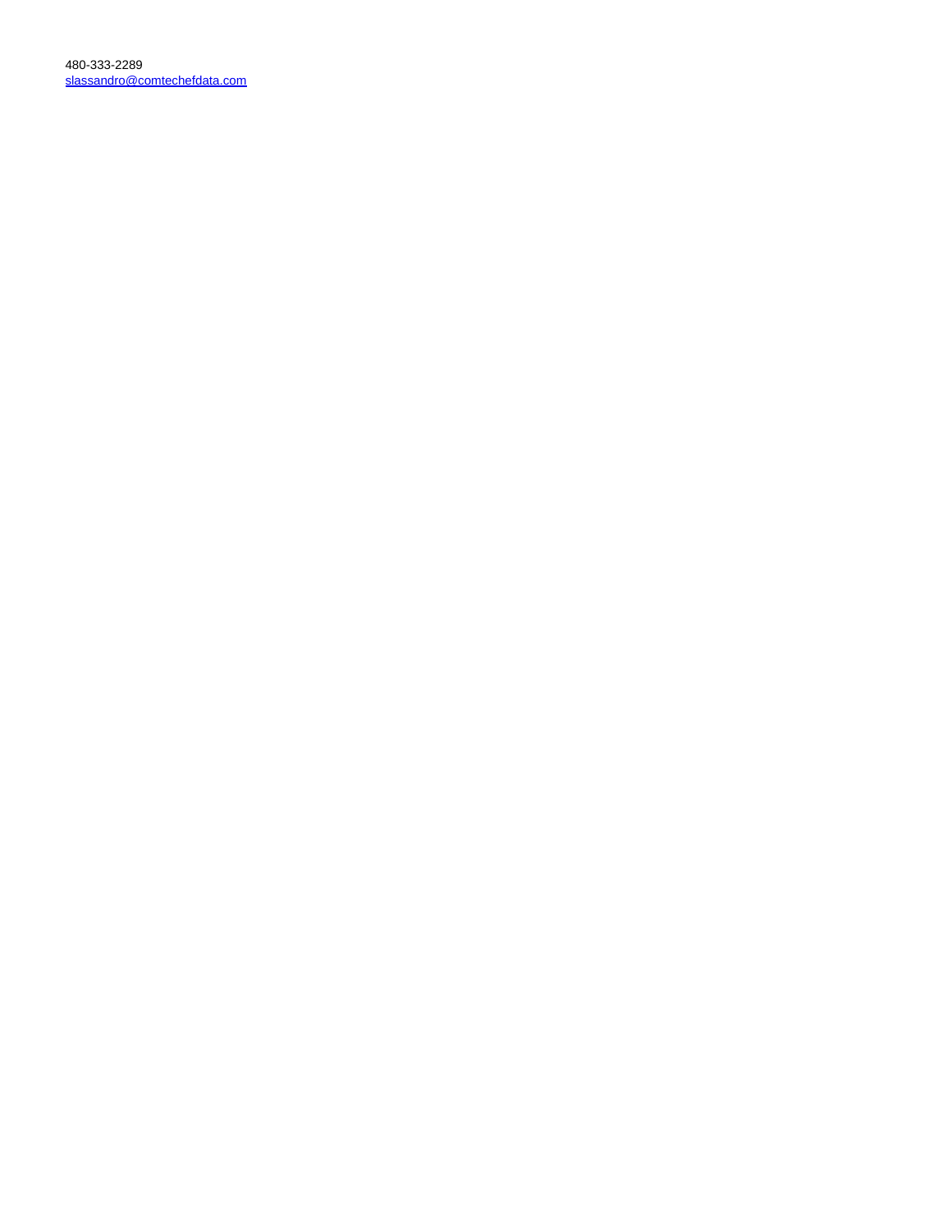480-333-2289
slassandro@comtechefdata.com